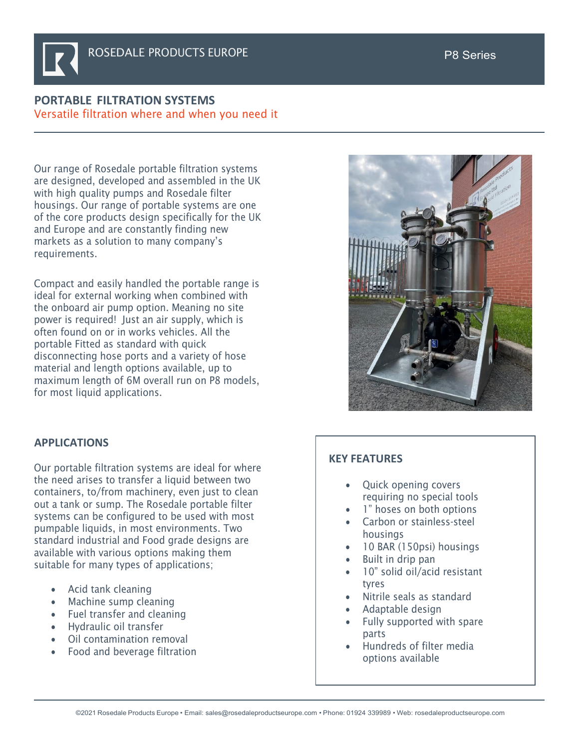ROSEDALE PRODUCTS EUROPE

P8 Series

# PORTABLE FILTRATION SYSTEMS

Versatile filtration where and when you need it

Our range of Rosedale portable filtration systems are designed, developed and assembled in the UK with high quality pumps and Rosedale filter housings. Our range of portable systems are one of the core products design specifically for the UK and Europe and are constantly finding new markets as a solution to many company's requirements.

Compact and easily handled the portable range is ideal for external working when combined with the onboard air pump option. Meaning no site power is required! Just an air supply, which is often found on or in works vehicles. All the portable Fitted as standard with quick disconnecting hose ports and a variety of hose material and length options available, up to maximum length of 6M overall run on P8 models, for most liquid applications.

## APPLICATIONS

Our portable filtration systems are ideal for where the need arises to transfer a liquid between two containers, to/from machinery, even just to clean out a tank or sump. The Rosedale portable filter systems can be configured to be used with most pumpable liquids, in most environments. Two standard industrial and Food grade designs are available with various options making them suitable for many types of applications;

- Acid tank cleaning
- Machine sump cleaning
- Fuel transfer and cleaning
- Hydraulic oil transfer
- Oil contamination removal
- Food and beverage filtration

## KEY FEATURES

- Quick opening covers requiring no special tools
- 1" hoses on both options
- Carbon or stainless-steel housings
- 10 BAR (150psi) housings
- Built in drip pan
- 10" solid oil/acid resistant tyres
- Nitrile seals as standard
- Adaptable design
- Fully supported with spare parts
- Hundreds of filter media options available

©2021 Rosedale Products Europe • Email: sales@rosedaleproductseurope.com • Phone: 01924 339989 • Web: rosedaleproductseurope.com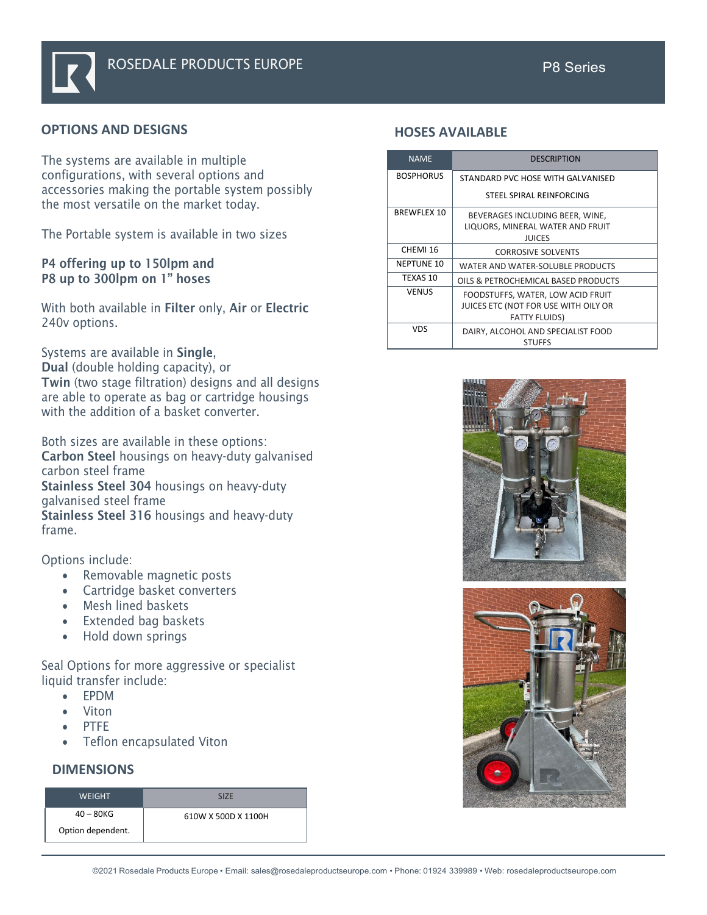## OPTIONS AND DESIGNS

The systems are available in multiple configurations, with several options and accessories making the portable system possibly the most versatile on the market today.

The Portable system is available in two sizes

**P4 offering up to 150lpm and P8 up to 300lpm on 1" hoses**

With both available in **Filter** only, **Air** or **Electric** 240v options.

Systems are available in **Single**, **Dual** (double holding capacity), or **Twin** (two stage filtration) designs and all designs are able to operate as bag or cartridge housings with the addition of a basket converter.

Both sizes are available in these options:
**Carbon Steel** housings on heavy-duty galvanised carbon steel frame
**Stainless Steel 304** housings on heavy-duty galvanised steel frame
**Stainless Steel 316** housings and heavy-duty frame.

Options include:

- Removable magnetic posts
- Cartridge basket converters
- Mesh lined baskets
- Extended bag baskets
- Hold down springs

Seal Options for more aggressive or specialist liquid transfer include:

- EPDM
- Viton
- PTFE
- Teflon encapsulated Viton

## DIMENSIONS

| WEIGHT | SIZE |
|---|---|
| 40 – 80KG<br>Option dependent. | 610W X 500D X 1100H |

## HOSES AVAILABLE

| NAME | DESCRIPTION |
|---|---|
| BOSPHORUS | STANDARD PVC HOSE WITH GALVANISED STEEL SPIRAL REINFORCING |
| BREWFLEX 10 | BEVERAGES INCLUDING BEER, WINE, LIQUORS, MINERAL WATER AND FRUIT JUICES |
| CHEMI 16 | CORROSIVE SOLVENTS |
| NEPTUNE 10 | WATER AND WATER-SOLUBLE PRODUCTS |
| TEXAS 10 | OILS & PETROCHEMICAL BASED PRODUCTS |
| VENUS | FOODSTUFFS, WATER, LOW ACID FRUIT JUICES ETC (NOT FOR USE WITH OILY OR FATTY FLUIDS) |
| VDS | DAIRY, ALCOHOL AND SPECIALIST FOOD STUFFS |

©2021 Rosedale Products Europe • Email: sales@rosedaleproductseurope.com • Phone: 01924 339989 • Web: rosedaleproductseurope.com